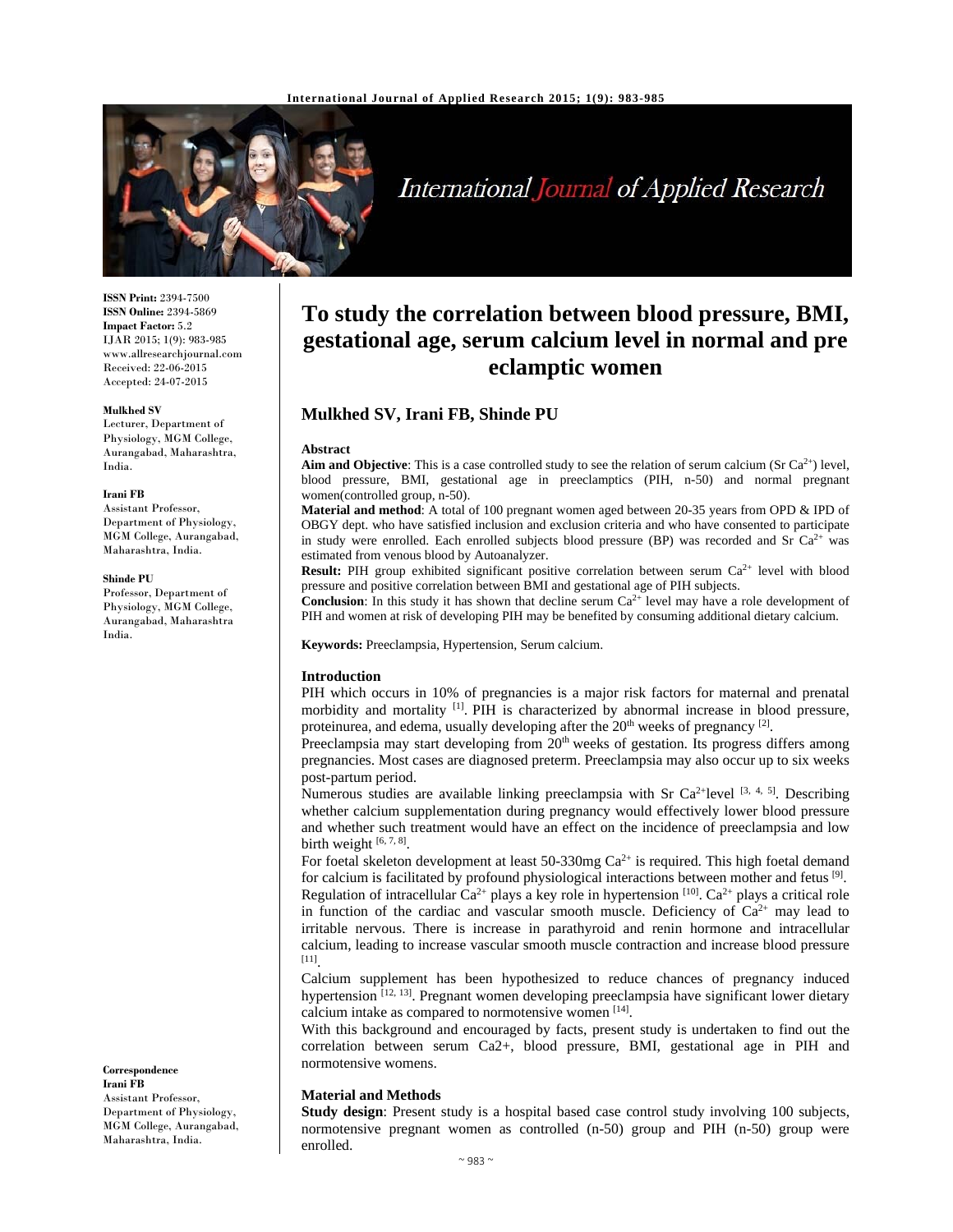# To study the correlation between blood pressure, BMI, gestational age, serum calcium level in normal and pre eclamptic women

**Mulkhed SV, Irani FB, Shinde PU**

**ISSN Print:** 2394-7500
**ISSN Online:** 2394-5869
**Impact Factor:** 5.2
IJAR 2015; 1(9): 983-985
www.allresearchjournal.com
Received: 22-06-2015
Accepted: 24-07-2015

**Mulkhed SV**
Lecturer, Department of Physiology, MGM College, Aurangabad, Maharashtra, India.

**Irani FB**
Assistant Professor, Department of Physiology, MGM College, Aurangabad, Maharashtra, India.

**Shinde PU**
Professor, Department of Physiology, MGM College, Aurangabad, Maharashtra India.

**Correspondence**
**Irani FB**
Assistant Professor, Department of Physiology, MGM College, Aurangabad, Maharashtra, India.

**Abstract**

**Aim and Objective**: This is a case controlled study to see the relation of serum calcium (Sr $Ca^{2+}$) level, blood pressure, BMI, gestational age in preeclamptics (PIH, n-50) and normal pregnant women(controlled group, n-50).

**Material and method**: A total of 100 pregnant women aged between 20-35 years from OPD & IPD of OBGY dept. who have satisfied inclusion and exclusion criteria and who have consented to participate in study were enrolled. Each enrolled subjects blood pressure (BP) was recorded and Sr $Ca^{2+}$ was estimated from venous blood by Autoanalyzer.

**Result:** PIH group exhibited significant positive correlation between serum $Ca^{2+}$ level with blood pressure and positive correlation between BMI and gestational age of PIH subjects.

**Conclusion**: In this study it has shown that decline serum $Ca^{2+}$ level may have a role development of PIH and women at risk of developing PIH may be benefited by consuming additional dietary calcium.

**Keywords:** Preeclampsia, Hypertension, Serum calcium.

## Introduction

PIH which occurs in 10% of pregnancies is a major risk factors for maternal and prenatal morbidity and mortality [1]. PIH is characterized by abnormal increase in blood pressure, proteinurea, and edema, usually developing after the 20th weeks of pregnancy [2].

Preeclampsia may start developing from 20th weeks of gestation. Its progress differs among pregnancies. Most cases are diagnosed preterm. Preeclampsia may also occur up to six weeks post-partum period.

Numerous studies are available linking preeclampsia with Sr $Ca^{2+}$level [3, 4, 5]. Describing whether calcium supplementation during pregnancy would effectively lower blood pressure and whether such treatment would have an effect on the incidence of preeclampsia and low birth weight [6, 7, 8].

For foetal skeleton development at least 50-330mg $Ca^{2+}$ is required. This high foetal demand for calcium is facilitated by profound physiological interactions between mother and fetus [9].

Regulation of intracellular $Ca^{2+}$ plays a key role in hypertension [10]. $Ca^{2+}$ plays a critical role in function of the cardiac and vascular smooth muscle. Deficiency of $Ca^{2+}$ may lead to irritable nervous. There is increase in parathyroid and renin hormone and intracellular calcium, leading to increase vascular smooth muscle contraction and increase blood pressure [11].

Calcium supplement has been hypothesized to reduce chances of pregnancy induced hypertension [12, 13]. Pregnant women developing preeclampsia have significant lower dietary calcium intake as compared to normotensive women [14].

With this background and encouraged by facts, present study is undertaken to find out the correlation between serum Ca2+, blood pressure, BMI, gestational age in PIH and normotensive womens.

## Material and Methods

**Study design**: Present study is a hospital based case control study involving 100 subjects, normotensive pregnant women as controlled (n-50) group and PIH (n-50) group were enrolled.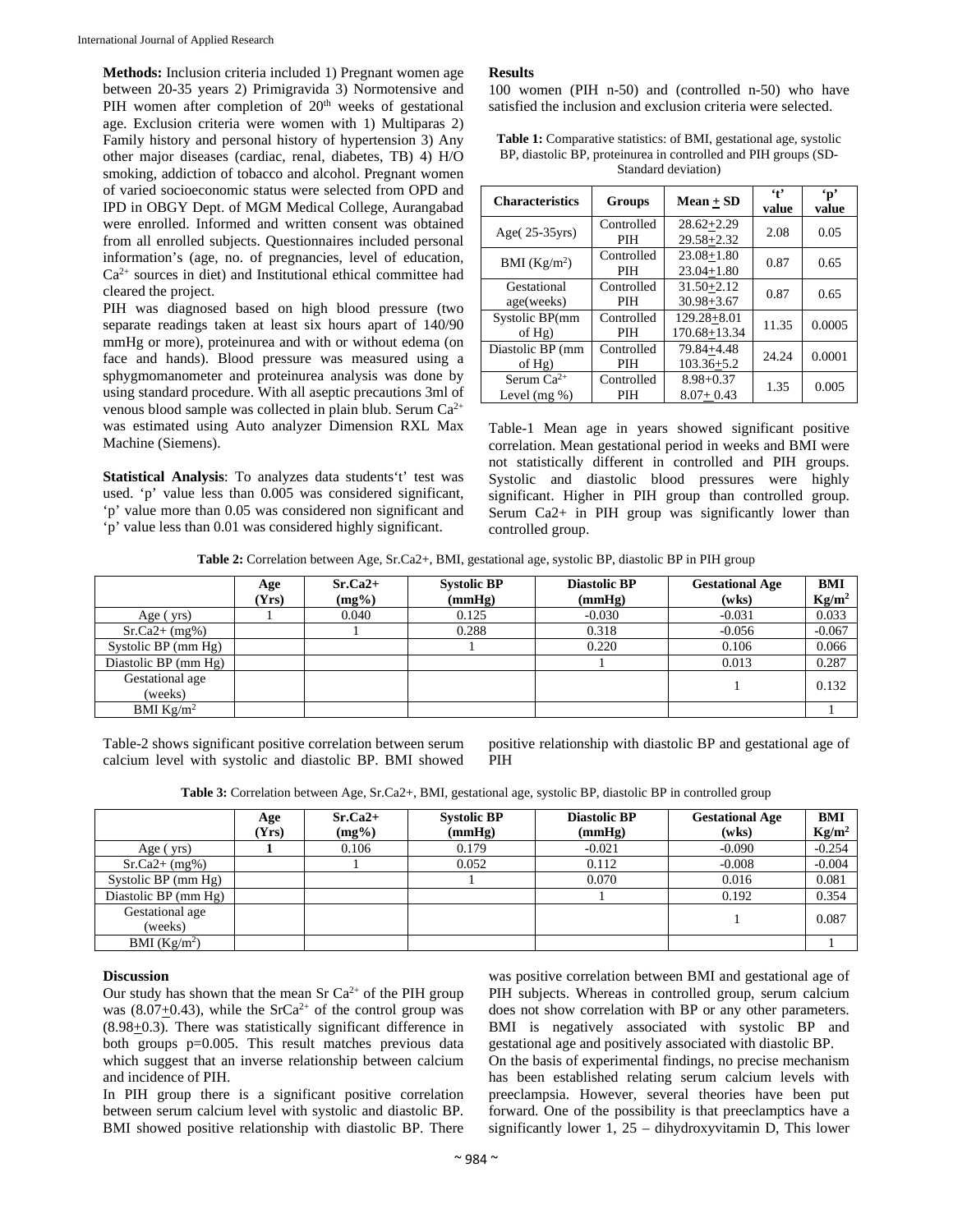**Methods:** Inclusion criteria included 1) Pregnant women age between 20-35 years 2) Primigravida 3) Normotensive and PIH women after completion of 20th weeks of gestational age. Exclusion criteria were women with 1) Multiparas 2) Family history and personal history of hypertension 3) Any other major diseases (cardiac, renal, diabetes, TB) 4) H/O smoking, addiction of tobacco and alcohol. Pregnant women of varied socioeconomic status were selected from OPD and IPD in OBGY Dept. of MGM Medical College, Aurangabad were enrolled. Informed and written consent was obtained from all enrolled subjects. Questionnaires included personal information's (age, no. of pregnancies, level of education, $Ca^{2+}$ sources in diet) and Institutional ethical committee had cleared the project.

PIH was diagnosed based on high blood pressure (two separate readings taken at least six hours apart of 140/90 mmHg or more), proteinurea and with or without edema (on face and hands). Blood pressure was measured using a sphygmomanometer and proteinurea analysis was done by using standard procedure. With all aseptic precautions 3ml of venous blood sample was collected in plain blub. Serum $Ca^{2+}$ was estimated using Auto analyzer Dimension RXL Max Machine (Siemens).

**Statistical Analysis**: To analyzes data students't' test was used. 'p' value less than 0.005 was considered significant, 'p' value more than 0.05 was considered non significant and 'p' value less than 0.01 was considered highly significant.

**Results**

100 women (PIH n-50) and (controlled n-50) who have satisfied the inclusion and exclusion criteria were selected.

**Table 1:** Comparative statistics: of BMI, gestational age, systolic BP, diastolic BP, proteinurea in controlled and PIH groups (SD-Standard deviation)

| Characteristics | Groups | Mean ± SD | 't' value | 'p' value |
|---|---|---|---|---|
| Age( 25-35yrs) | Controlled<br>PIH | 28.62±2.29<br>29.58±2.32 | 2.08 | 0.05 |
| BMI ($Kg/m^2$) | Controlled<br>PIH | 23.08±1.80<br>23.04±1.80 | 0.87 | 0.65 |
| Gestational age(weeks) | Controlled<br>PIH | 31.50±2.12<br>30.98±3.67 | 0.87 | 0.65 |
| Systolic BP(mm of Hg) | Controlled<br>PIH | 129.28±8.01<br>170.68±13.34 | 11.35 | 0.0005 |
| Diastolic BP (mm of Hg) | Controlled<br>PIH | 79.84±4.48<br>103.36±5.2 | 24.24 | 0.0001 |
| Serum $Ca^{2+}$ Level (mg %) | Controlled<br>PIH | 8.98+0.37<br>8.07± 0.43 | 1.35 | 0.005 |

Table-1 Mean age in years showed significant positive correlation. Mean gestational period in weeks and BMI were not statistically different in controlled and PIH groups. Systolic and diastolic blood pressures were highly significant. Higher in PIH group than controlled group. Serum Ca2+ in PIH group was significantly lower than controlled group.

**Table 2:** Correlation between Age, Sr.Ca2+, BMI, gestational age, systolic BP, diastolic BP in PIH group

| | Age (Yrs) | Sr.Ca2+ (mg%) | Systolic BP (mmHg) | Diastolic BP (mmHg) | Gestational Age (wks) | BMI $Kg/m^2$ |
|---|---|---|---|---|---|---|
| Age ( yrs) | 1 | 0.040 | 0.125 | -0.030 | -0.031 | 0.033 |
| Sr.Ca2+ (mg%) | | 1 | 0.288 | 0.318 | -0.056 | -0.067 |
| Systolic BP (mm Hg) | | | 1 | 0.220 | 0.106 | 0.066 |
| Diastolic BP (mm Hg) | | | | 1 | 0.013 | 0.287 |
| Gestational age (weeks) | | | | | 1 | 0.132 |
| BMI $Kg/m^2$ | | | | | | 1 |

Table-2 shows significant positive correlation between serum calcium level with systolic and diastolic BP. BMI showed positive relationship with diastolic BP and gestational age of PIH

**Table 3:** Correlation between Age, Sr.Ca2+, BMI, gestational age, systolic BP, diastolic BP in controlled group

| | Age (Yrs) | Sr.Ca2+ (mg%) | Systolic BP (mmHg) | Diastolic BP (mmHg) | Gestational Age (wks) | BMI $Kg/m^2$ |
|---|---|---|---|---|---|---|
| Age ( yrs) | **1** | 0.106 | 0.179 | -0.021 | -0.090 | -0.254 |
| Sr.Ca2+ (mg%) | | 1 | 0.052 | 0.112 | -0.008 | -0.004 |
| Systolic BP (mm Hg) | | | 1 | 0.070 | 0.016 | 0.081 |
| Diastolic BP (mm Hg) | | | | 1 | 0.192 | 0.354 |
| Gestational age (weeks) | | | | | 1 | 0.087 |
| BMI ($Kg/m^2$) | | | | | | 1 |

**Discussion**

Our study has shown that the mean Sr $Ca^{2+}$ of the PIH group was (8.07±0.43), while the $SrCa^{2+}$ of the control group was (8.98±0.3). There was statistically significant difference in both groups p=0.005. This result matches previous data which suggest that an inverse relationship between calcium and incidence of PIH.

In PIH group there is a significant positive correlation between serum calcium level with systolic and diastolic BP. BMI showed positive relationship with diastolic BP. There was positive correlation between BMI and gestational age of PIH subjects. Whereas in controlled group, serum calcium does not show correlation with BP or any other parameters. BMI is negatively associated with systolic BP and gestational age and positively associated with diastolic BP.

On the basis of experimental findings, no precise mechanism has been established relating serum calcium levels with preeclampsia. However, several theories have been put forward. One of the possibility is that preeclamptics have a significantly lower 1, 25 – dihydroxyvitamin D, This lower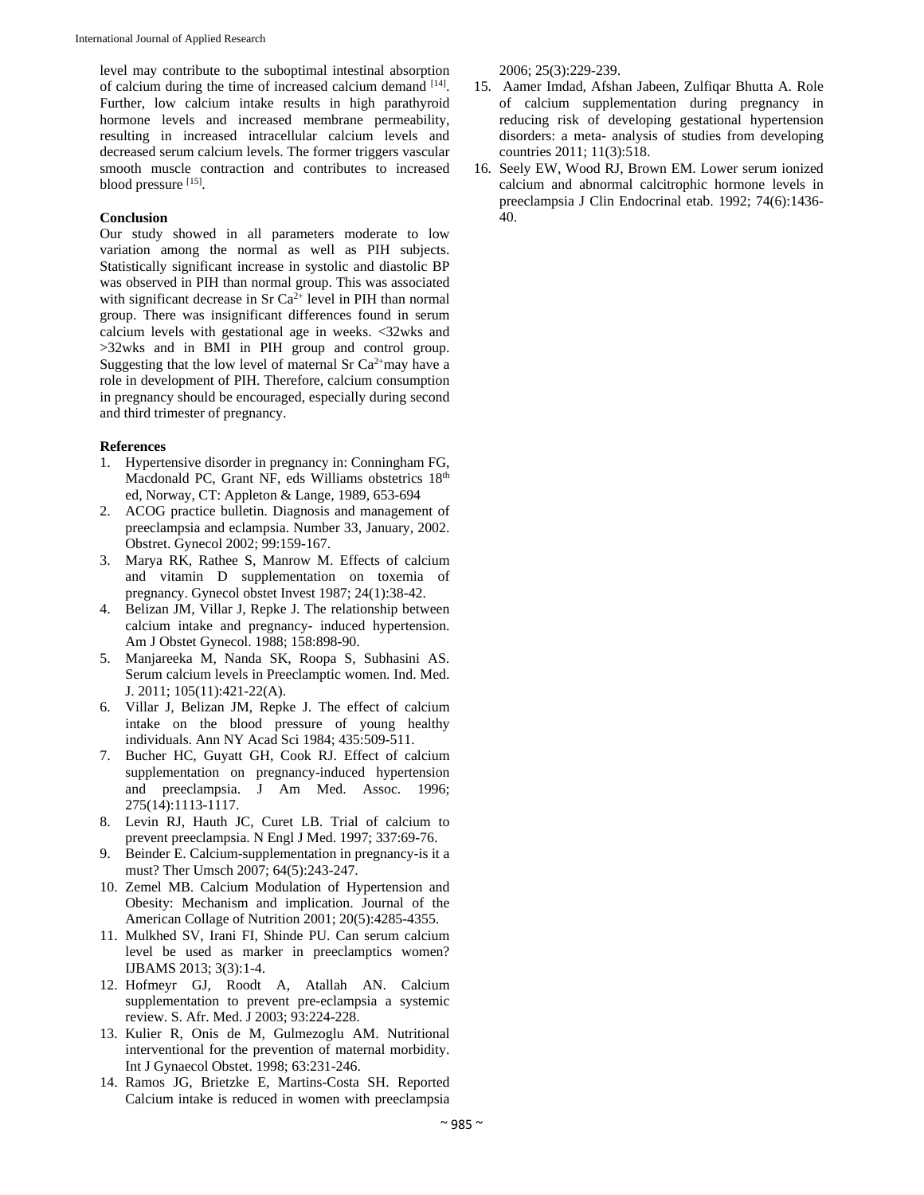level may contribute to the suboptimal intestinal absorption of calcium during the time of increased calcium demand [14]. Further, low calcium intake results in high parathyroid hormone levels and increased membrane permeability, resulting in increased intracellular calcium levels and decreased serum calcium levels. The former triggers vascular smooth muscle contraction and contributes to increased blood pressure [15].

**Conclusion**

Our study showed in all parameters moderate to low variation among the normal as well as PIH subjects. Statistically significant increase in systolic and diastolic BP was observed in PIH than normal group. This was associated with significant decrease in Sr $Ca^{2+}$ level in PIH than normal group. There was insignificant differences found in serum calcium levels with gestational age in weeks. <32wks and >32wks and in BMI in PIH group and control group. Suggesting that the low level of maternal Sr $Ca^{2+}$may have a role in development of PIH. Therefore, calcium consumption in pregnancy should be encouraged, especially during second and third trimester of pregnancy.

**References**

1. Hypertensive disorder in pregnancy in: Conningham FG, Macdonald PC, Grant NF, eds Williams obstetrics 18th ed, Norway, CT: Appleton & Lange, 1989, 653-694
2. ACOG practice bulletin. Diagnosis and management of preeclampsia and eclampsia. Number 33, January, 2002. Obstret. Gynecol 2002; 99:159-167.
3. Marya RK, Rathee S, Manrow M. Effects of calcium and vitamin D supplementation on toxemia of pregnancy. Gynecol obstet Invest 1987; 24(1):38-42.
4. Belizan JM, Villar J, Repke J. The relationship between calcium intake and pregnancy- induced hypertension. Am J Obstet Gynecol. 1988; 158:898-90.
5. Manjareeka M, Nanda SK, Roopa S, Subhasini AS. Serum calcium levels in Preeclamptic women. Ind. Med. J. 2011; 105(11):421-22(A).
6. Villar J, Belizan JM, Repke J. The effect of calcium intake on the blood pressure of young healthy individuals. Ann NY Acad Sci 1984; 435:509-511.
7. Bucher HC, Guyatt GH, Cook RJ. Effect of calcium supplementation on pregnancy-induced hypertension and preeclampsia. J Am Med. Assoc. 1996; 275(14):1113-1117.
8. Levin RJ, Hauth JC, Curet LB. Trial of calcium to prevent preeclampsia. N Engl J Med. 1997; 337:69-76.
9. Beinder E. Calcium-supplementation in pregnancy-is it a must? Ther Umsch 2007; 64(5):243-247.
10. Zemel MB. Calcium Modulation of Hypertension and Obesity: Mechanism and implication. Journal of the American Collage of Nutrition 2001; 20(5):4285-4355.
11. Mulkhed SV, Irani FI, Shinde PU. Can serum calcium level be used as marker in preeclamptics women? IJBAMS 2013; 3(3):1-4.
12. Hofmeyr GJ, Roodt A, Atallah AN. Calcium supplementation to prevent pre-eclampsia a systemic review. S. Afr. Med. J 2003; 93:224-228.
13. Kulier R, Onis de M, Gulmezoglu AM. Nutritional interventional for the prevention of maternal morbidity. Int J Gynaecol Obstet. 1998; 63:231-246.
14. Ramos JG, Brietzke E, Martins-Costa SH. Reported Calcium intake is reduced in women with preeclampsia 2006; 25(3):229-239.
15. Aamer Imdad, Afshan Jabeen, Zulfiqar Bhutta A. Role of calcium supplementation during pregnancy in reducing risk of developing gestational hypertension disorders: a meta- analysis of studies from developing countries 2011; 11(3):518.
16. Seely EW, Wood RJ, Brown EM. Lower serum ionized calcium and abnormal calcitrophic hormone levels in preeclampsia J Clin Endocrinal etab. 1992; 74(6):1436-40.